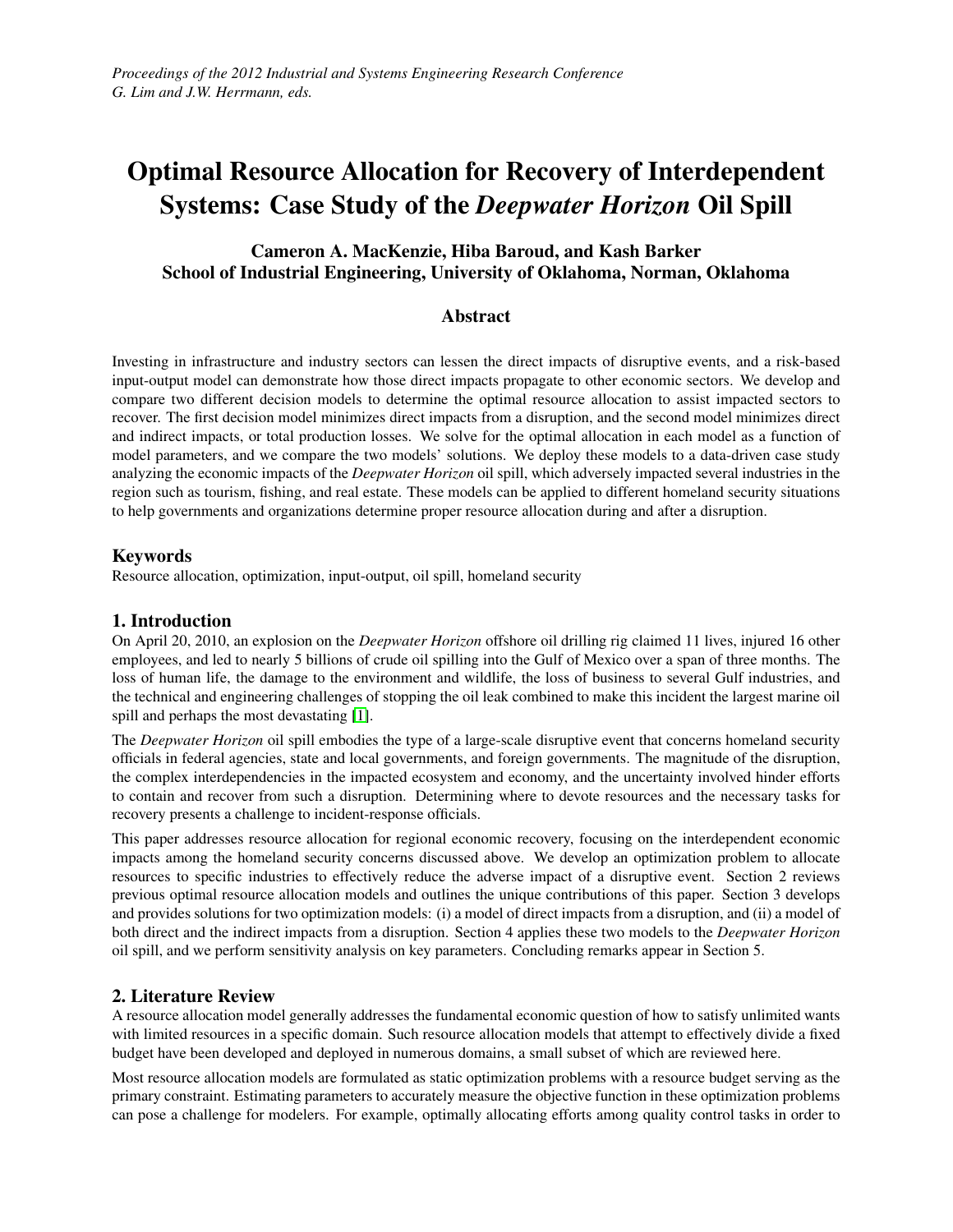*Proceedings of the 2012 Industrial and Systems Engineering Research Conference*
*G. Lim and J.W. Herrmann, eds.*

# Optimal Resource Allocation for Recovery of Interdependent Systems: Case Study of the *Deepwater Horizon* Oil Spill

**Cameron A. MacKenzie, Hiba Baroud, and Kash Barker**
**School of Industrial Engineering, University of Oklahoma, Norman, Oklahoma**

## Abstract

Investing in infrastructure and industry sectors can lessen the direct impacts of disruptive events, and a risk-based input-output model can demonstrate how those direct impacts propagate to other economic sectors. We develop and compare two different decision models to determine the optimal resource allocation to assist impacted sectors to recover. The first decision model minimizes direct impacts from a disruption, and the second model minimizes direct and indirect impacts, or total production losses. We solve for the optimal allocation in each model as a function of model parameters, and we compare the two models' solutions. We deploy these models to a data-driven case study analyzing the economic impacts of the *Deepwater Horizon* oil spill, which adversely impacted several industries in the region such as tourism, fishing, and real estate. These models can be applied to different homeland security situations to help governments and organizations determine proper resource allocation during and after a disruption.

## Keywords

Resource allocation, optimization, input-output, oil spill, homeland security

## 1. Introduction

On April 20, 2010, an explosion on the *Deepwater Horizon* offshore oil drilling rig claimed 11 lives, injured 16 other employees, and led to nearly 5 billions of crude oil spilling into the Gulf of Mexico over a span of three months. The loss of human life, the damage to the environment and wildlife, the loss of business to several Gulf industries, and the technical and engineering challenges of stopping the oil leak combined to make this incident the largest marine oil spill and perhaps the most devastating [1].

The *Deepwater Horizon* oil spill embodies the type of a large-scale disruptive event that concerns homeland security officials in federal agencies, state and local governments, and foreign governments. The magnitude of the disruption, the complex interdependencies in the impacted ecosystem and economy, and the uncertainty involved hinder efforts to contain and recover from such a disruption. Determining where to devote resources and the necessary tasks for recovery presents a challenge to incident-response officials.

This paper addresses resource allocation for regional economic recovery, focusing on the interdependent economic impacts among the homeland security concerns discussed above. We develop an optimization problem to allocate resources to specific industries to effectively reduce the adverse impact of a disruptive event. Section 2 reviews previous optimal resource allocation models and outlines the unique contributions of this paper. Section 3 develops and provides solutions for two optimization models: (i) a model of direct impacts from a disruption, and (ii) a model of both direct and the indirect impacts from a disruption. Section 4 applies these two models to the *Deepwater Horizon* oil spill, and we perform sensitivity analysis on key parameters. Concluding remarks appear in Section 5.

## 2. Literature Review

A resource allocation model generally addresses the fundamental economic question of how to satisfy unlimited wants with limited resources in a specific domain. Such resource allocation models that attempt to effectively divide a fixed budget have been developed and deployed in numerous domains, a small subset of which are reviewed here.

Most resource allocation models are formulated as static optimization problems with a resource budget serving as the primary constraint. Estimating parameters to accurately measure the objective function in these optimization problems can pose a challenge for modelers. For example, optimally allocating efforts among quality control tasks in order to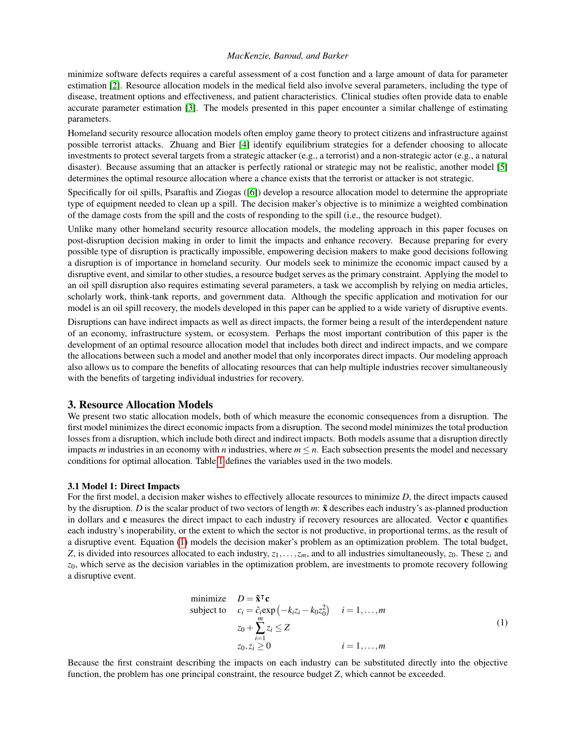minimize software defects requires a careful assessment of a cost function and a large amount of data for parameter estimation [2]. Resource allocation models in the medical field also involve several parameters, including the type of disease, treatment options and effectiveness, and patient characteristics. Clinical studies often provide data to enable accurate parameter estimation [3]. The models presented in this paper encounter a similar challenge of estimating parameters.

Homeland security resource allocation models often employ game theory to protect citizens and infrastructure against possible terrorist attacks. Zhuang and Bier [4] identify equilibrium strategies for a defender choosing to allocate investments to protect several targets from a strategic attacker (e.g., a terrorist) and a non-strategic actor (e.g., a natural disaster). Because assuming that an attacker is perfectly rational or strategic may not be realistic, another model [5] determines the optimal resource allocation where a chance exists that the terrorist or attacker is not strategic.

Specifically for oil spills, Psaraftis and Ziogas ([6]) develop a resource allocation model to determine the appropriate type of equipment needed to clean up a spill. The decision maker's objective is to minimize a weighted combination of the damage costs from the spill and the costs of responding to the spill (i.e., the resource budget).

Unlike many other homeland security resource allocation models, the modeling approach in this paper focuses on post-disruption decision making in order to limit the impacts and enhance recovery. Because preparing for every possible type of disruption is practically impossible, empowering decision makers to make good decisions following a disruption is of importance in homeland security. Our models seek to minimize the economic impact caused by a disruptive event, and similar to other studies, a resource budget serves as the primary constraint. Applying the model to an oil spill disruption also requires estimating several parameters, a task we accomplish by relying on media articles, scholarly work, think-tank reports, and government data. Although the specific application and motivation for our model is an oil spill recovery, the models developed in this paper can be applied to a wide variety of disruptive events.

Disruptions can have indirect impacts as well as direct impacts, the former being a result of the interdependent nature of an economy, infrastructure system, or ecosystem. Perhaps the most important contribution of this paper is the development of an optimal resource allocation model that includes both direct and indirect impacts, and we compare the allocations between such a model and another model that only incorporates direct impacts. Our modeling approach also allows us to compare the benefits of allocating resources that can help multiple industries recover simultaneously with the benefits of targeting individual industries for recovery.

## 3. Resource Allocation Models

We present two static allocation models, both of which measure the economic consequences from a disruption. The first model minimizes the direct economic impacts from a disruption. The second model minimizes the total production losses from a disruption, which include both direct and indirect impacts. Both models assume that a disruption directly impacts $m$ industries in an economy with $n$ industries, where $m \leq n$. Each subsection presents the model and necessary conditions for optimal allocation. Table 1 defines the variables used in the two models.

### 3.1 Model 1: Direct Impacts

For the first model, a decision maker wishes to effectively allocate resources to minimize $D$, the direct impacts caused by the disruption. $D$ is the scalar product of two vectors of length $m$: $\tilde{\mathbf{x}}$ describes each industry's as-planned production in dollars and $\mathbf{c}$ measures the direct impact to each industry if recovery resources are allocated. Vector $\mathbf{c}$ quantifies each industry's inoperability, or the extent to which the sector is not productive, in proportional terms, as the result of a disruptive event. Equation (1) models the decision maker's problem as an optimization problem. The total budget, $Z$, is divided into resources allocated to each industry, $z_1, \ldots, z_m$, and to all industries simultaneously, $z_0$. These $z_i$ and $z_0$, which serve as the decision variables in the optimization problem, are investments to promote recovery following a disruptive event.

$$
\begin{array}{lll}
\text{minimize} & D = \tilde{\mathbf{x}}^{\mathsf{T}}\mathbf{c} & \\
\text{subject to} & c_i = \hat{c}_i \exp\left(-k_i z_i - k_0 z_0^2\right) & i = 1, \ldots, m \\
& z_0 + \sum_{i=1}^{m} z_i \leq Z & \\
& z_0, z_i \geq 0 & i = 1, \ldots, m
\end{array}
\tag{1}
$$

Because the first constraint describing the impacts on each industry can be substituted directly into the objective function, the problem has one principal constraint, the resource budget $Z$, which cannot be exceeded.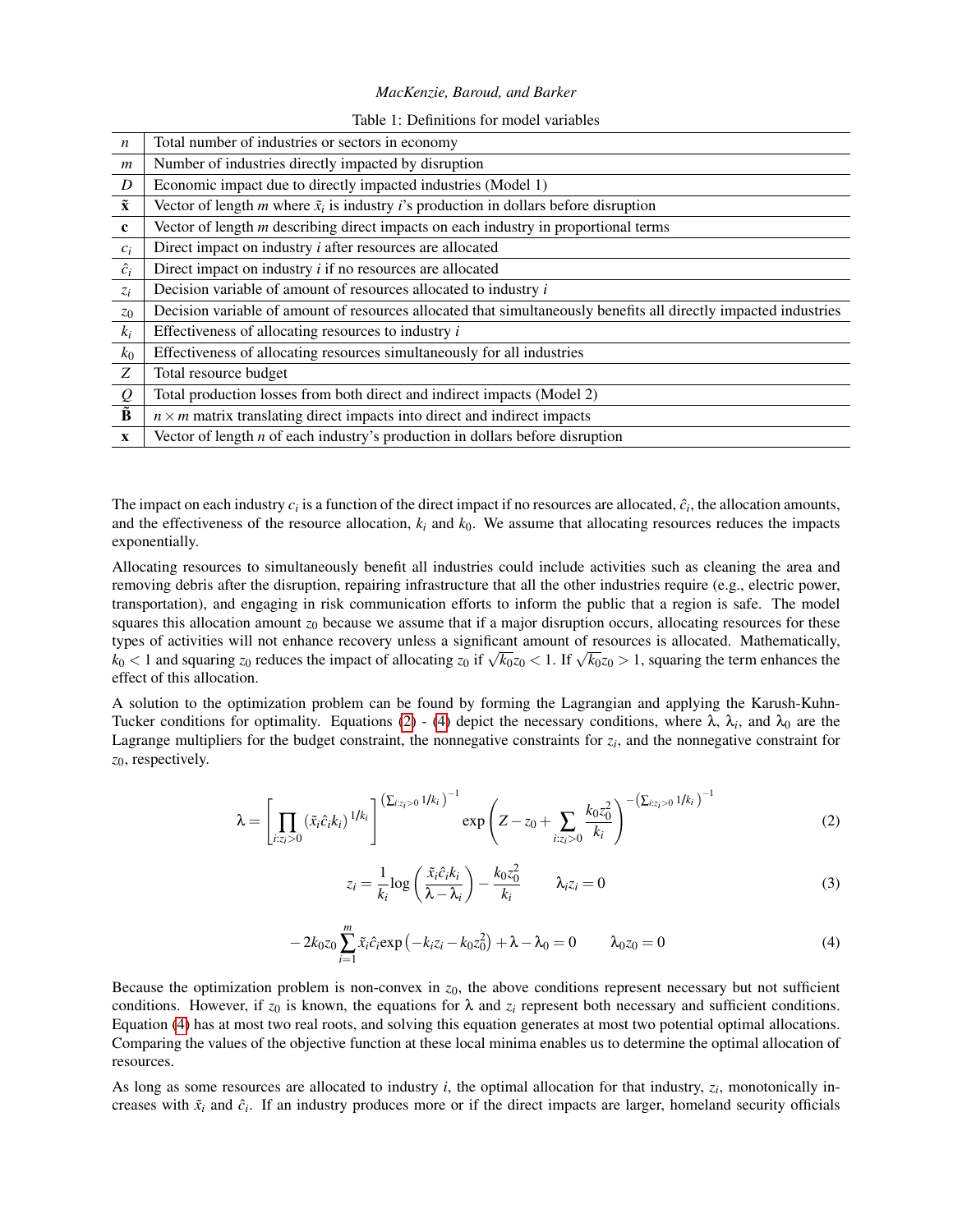Table 1: Definitions for model variables

| | |
|---|---|
| $n$ | Total number of industries or sectors in economy |
| $m$ | Number of industries directly impacted by disruption |
| $D$ | Economic impact due to directly impacted industries (Model 1) |
| $\tilde{\mathbf{x}}$ | Vector of length $m$ where $\tilde{x}_i$ is industry $i$'s production in dollars before disruption |
| $\mathbf{c}$ | Vector of length $m$ describing direct impacts on each industry in proportional terms |
| $c_i$ | Direct impact on industry $i$ after resources are allocated |
| $\hat{c}_i$ | Direct impact on industry $i$ if no resources are allocated |
| $z_i$ | Decision variable of amount of resources allocated to industry $i$ |
| $z_0$ | Decision variable of amount of resources allocated that simultaneously benefits all directly impacted industries |
| $k_i$ | Effectiveness of allocating resources to industry $i$ |
| $k_0$ | Effectiveness of allocating resources simultaneously for all industries |
| $Z$ | Total resource budget |
| $Q$ | Total production losses from both direct and indirect impacts (Model 2) |
| $\tilde{\mathbf{B}}$ | $n \times m$ matrix translating direct impacts into direct and indirect impacts |
| $\mathbf{x}$ | Vector of length $n$ of each industry's production in dollars before disruption |

The impact on each industry $c_i$ is a function of the direct impact if no resources are allocated, $\hat{c}_i$, the allocation amounts, and the effectiveness of the resource allocation, $k_i$ and $k_0$. We assume that allocating resources reduces the impacts exponentially.

Allocating resources to simultaneously benefit all industries could include activities such as cleaning the area and removing debris after the disruption, repairing infrastructure that all the other industries require (e.g., electric power, transportation), and engaging in risk communication efforts to inform the public that a region is safe. The model squares this allocation amount $z_0$ because we assume that if a major disruption occurs, allocating resources for these types of activities will not enhance recovery unless a significant amount of resources is allocated. Mathematically, $k_0 < 1$ and squaring $z_0$ reduces the impact of allocating $z_0$ if $\sqrt{k_0}z_0 < 1$. If $\sqrt{k_0}z_0 > 1$, squaring the term enhances the effect of this allocation.

A solution to the optimization problem can be found by forming the Lagrangian and applying the Karush-Kuhn-Tucker conditions for optimality. Equations (2) - (4) depict the necessary conditions, where $\lambda$, $\lambda_i$, and $\lambda_0$ are the Lagrange multipliers for the budget constraint, the nonnegative constraints for $z_i$, and the nonnegative constraint for $z_0$, respectively.

$$\lambda = \left[\prod_{i:z_i>0} (\tilde{x}_i \hat{c}_i k_i)^{1/k_i}\right]^{\left(\sum_{i:z_i>0} 1/k_i\right)^{-1}} \exp\left(Z - z_0 + \sum_{i:z_i>0} \frac{k_0 z_0^2}{k_i}\right)^{-\left(\sum_{i:z_i>0} 1/k_i\right)^{-1}} \tag{2}$$

$$z_i = \frac{1}{k_i}\log\left(\frac{\tilde{x}_i \hat{c}_i k_i}{\lambda - \lambda_i}\right) - \frac{k_0 z_0^2}{k_i} \qquad \lambda_i z_i = 0 \tag{3}$$

$$-2k_0 z_0 \sum_{i=1}^{m} \tilde{x}_i \hat{c}_i \exp\left(-k_i z_i - k_0 z_0^2\right) + \lambda - \lambda_0 = 0 \qquad \lambda_0 z_0 = 0 \tag{4}$$

Because the optimization problem is non-convex in $z_0$, the above conditions represent necessary but not sufficient conditions. However, if $z_0$ is known, the equations for $\lambda$ and $z_i$ represent both necessary and sufficient conditions. Equation (4) has at most two real roots, and solving this equation generates at most two potential optimal allocations. Comparing the values of the objective function at these local minima enables us to determine the optimal allocation of resources.

As long as some resources are allocated to industry $i$, the optimal allocation for that industry, $z_i$, monotonically increases with $\tilde{x}_i$ and $\hat{c}_i$. If an industry produces more or if the direct impacts are larger, homeland security officials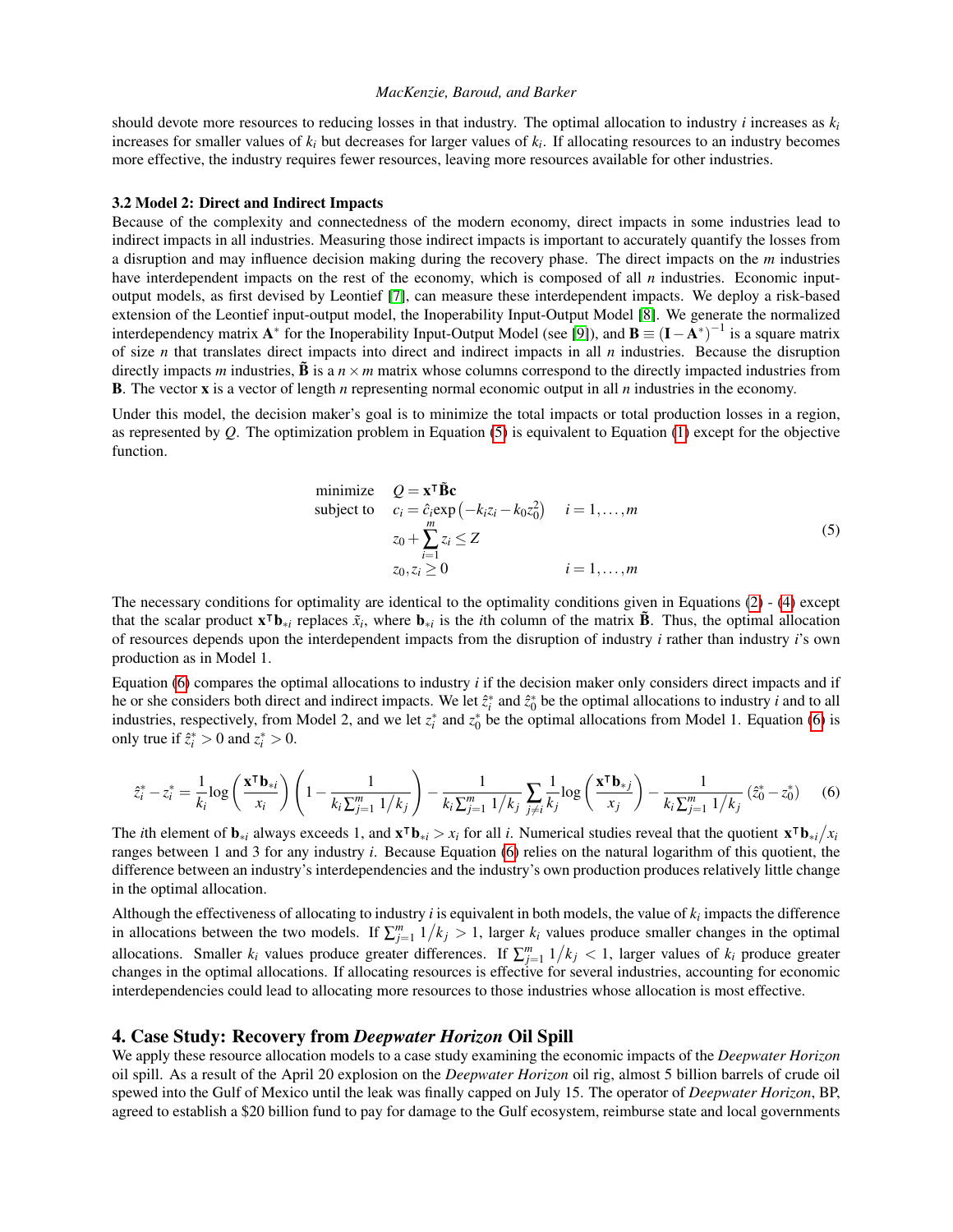should devote more resources to reducing losses in that industry. The optimal allocation to industry $i$ increases as $k_i$ increases for smaller values of $k_i$ but decreases for larger values of $k_i$. If allocating resources to an industry becomes more effective, the industry requires fewer resources, leaving more resources available for other industries.

### 3.2 Model 2: Direct and Indirect Impacts

Because of the complexity and connectedness of the modern economy, direct impacts in some industries lead to indirect impacts in all industries. Measuring those indirect impacts is important to accurately quantify the losses from a disruption and may influence decision making during the recovery phase. The direct impacts on the $m$ industries have interdependent impacts on the rest of the economy, which is composed of all $n$ industries. Economic input-output models, as first devised by Leontief [7], can measure these interdependent impacts. We deploy a risk-based extension of the Leontief input-output model, the Inoperability Input-Output Model [8]. We generate the normalized interdependency matrix $\mathbf{A}^*$ for the Inoperability Input-Output Model (see [9]), and $\mathbf{B} \equiv (\mathbf{I} - \mathbf{A}^*)^{-1}$ is a square matrix of size $n$ that translates direct impacts into direct and indirect impacts in all $n$ industries. Because the disruption directly impacts $m$ industries, $\tilde{\mathbf{B}}$ is a $n \times m$ matrix whose columns correspond to the directly impacted industries from $\mathbf{B}$. The vector $\mathbf{x}$ is a vector of length $n$ representing normal economic output in all $n$ industries in the economy.

Under this model, the decision maker's goal is to minimize the total impacts or total production losses in a region, as represented by $Q$. The optimization problem in Equation (5) is equivalent to Equation (1) except for the objective function.

$$
\begin{aligned}
\text{minimize} \quad & Q = \mathbf{x}^\intercal \tilde{\mathbf{B}} \mathbf{c} \\
\text{subject to} \quad & c_i = \hat{c}_i \exp\left(-k_i z_i - k_0 z_0^2\right) \qquad i = 1, \ldots, m \\
& z_0 + \sum_{i=1}^{m} z_i \leq Z \\
& z_0, z_i \geq 0 \qquad\qquad\qquad\qquad i = 1, \ldots, m
\end{aligned}
\tag{5}
$$

The necessary conditions for optimality are identical to the optimality conditions given in Equations (2) - (4) except that the scalar product $\mathbf{x}^\intercal \mathbf{b}_{*i}$ replaces $\tilde{x}_i$, where $\mathbf{b}_{*i}$ is the $i$th column of the matrix $\tilde{\mathbf{B}}$. Thus, the optimal allocation of resources depends upon the interdependent impacts from the disruption of industry $i$ rather than industry $i$'s own production as in Model 1.

Equation (6) compares the optimal allocations to industry $i$ if the decision maker only considers direct impacts and if he or she considers both direct and indirect impacts. We let $\hat{z}_i^*$ and $\hat{z}_0^*$ be the optimal allocations to industry $i$ and to all industries, respectively, from Model 2, and we let $z_i^*$ and $z_0^*$ be the optimal allocations from Model 1. Equation (6) is only true if $\hat{z}_i^* > 0$ and $z_i^* > 0$.

$$
\hat{z}_i^* - z_i^* = \frac{1}{k_i} \log\left(\frac{\mathbf{x}^\intercal \mathbf{b}_{*i}}{x_i}\right)\left(1 - \frac{1}{k_i \sum_{j=1}^{m} 1/k_j}\right) - \frac{1}{k_i \sum_{j=1}^{m} 1/k_j} \sum_{j \neq i} \frac{1}{k_j} \log\left(\frac{\mathbf{x}^\intercal \mathbf{b}_{*j}}{x_j}\right) - \frac{1}{k_i \sum_{j=1}^{m} 1/k_j}\left(\hat{z}_0^* - z_0^*\right) \tag{6}
$$

The $i$th element of $\mathbf{b}_{*i}$ always exceeds 1, and $\mathbf{x}^\intercal \mathbf{b}_{*i} > x_i$ for all $i$. Numerical studies reveal that the quotient $\mathbf{x}^\intercal \mathbf{b}_{*i}/x_i$ ranges between 1 and 3 for any industry $i$. Because Equation (6) relies on the natural logarithm of this quotient, the difference between an industry's interdependencies and the industry's own production produces relatively little change in the optimal allocation.

Although the effectiveness of allocating to industry $i$ is equivalent in both models, the value of $k_i$ impacts the difference in allocations between the two models. If $\sum_{j=1}^{m} 1/k_j > 1$, larger $k_i$ values produce smaller changes in the optimal allocations. Smaller $k_i$ values produce greater differences. If $\sum_{j=1}^{m} 1/k_j < 1$, larger values of $k_i$ produce greater changes in the optimal allocations. If allocating resources is effective for several industries, accounting for economic interdependencies could lead to allocating more resources to those industries whose allocation is most effective.

## 4. Case Study: Recovery from *Deepwater Horizon* Oil Spill

We apply these resource allocation models to a case study examining the economic impacts of the *Deepwater Horizon* oil spill. As a result of the April 20 explosion on the *Deepwater Horizon* oil rig, almost 5 billion barrels of crude oil spewed into the Gulf of Mexico until the leak was finally capped on July 15. The operator of *Deepwater Horizon*, BP, agreed to establish a $20 billion fund to pay for damage to the Gulf ecosystem, reimburse state and local governments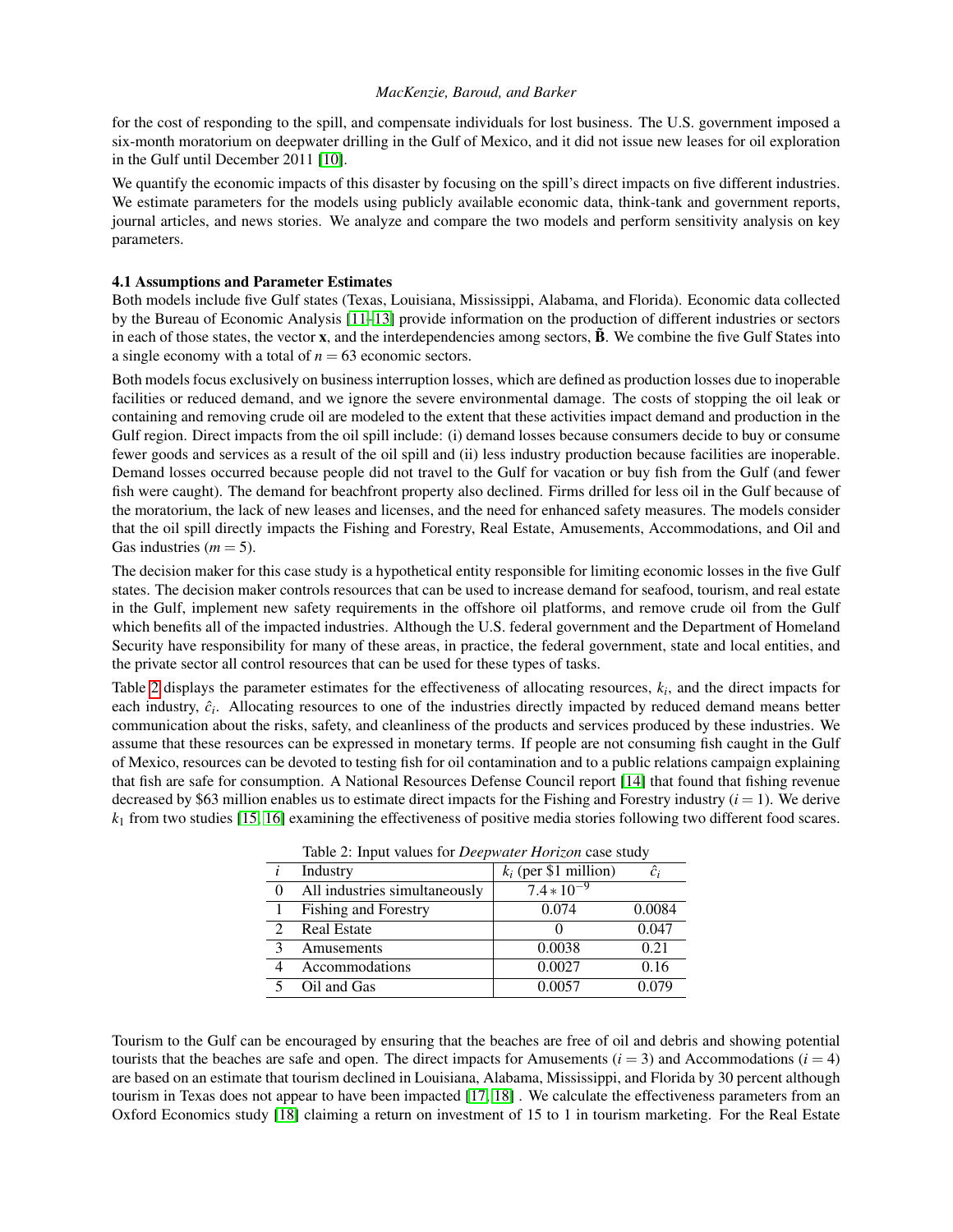for the cost of responding to the spill, and compensate individuals for lost business. The U.S. government imposed a six-month moratorium on deepwater drilling in the Gulf of Mexico, and it did not issue new leases for oil exploration in the Gulf until December 2011 [10].

We quantify the economic impacts of this disaster by focusing on the spill's direct impacts on five different industries. We estimate parameters for the models using publicly available economic data, think-tank and government reports, journal articles, and news stories. We analyze and compare the two models and perform sensitivity analysis on key parameters.

### 4.1 Assumptions and Parameter Estimates

Both models include five Gulf states (Texas, Louisiana, Mississippi, Alabama, and Florida). Economic data collected by the Bureau of Economic Analysis [11–13] provide information on the production of different industries or sectors in each of those states, the vector $\mathbf{x}$, and the interdependencies among sectors, $\tilde{\mathbf{B}}$. We combine the five Gulf States into a single economy with a total of $n = 63$ economic sectors.

Both models focus exclusively on business interruption losses, which are defined as production losses due to inoperable facilities or reduced demand, and we ignore the severe environmental damage. The costs of stopping the oil leak or containing and removing crude oil are modeled to the extent that these activities impact demand and production in the Gulf region. Direct impacts from the oil spill include: (i) demand losses because consumers decide to buy or consume fewer goods and services as a result of the oil spill and (ii) less industry production because facilities are inoperable. Demand losses occurred because people did not travel to the Gulf for vacation or buy fish from the Gulf (and fewer fish were caught). The demand for beachfront property also declined. Firms drilled for less oil in the Gulf because of the moratorium, the lack of new leases and licenses, and the need for enhanced safety measures. The models consider that the oil spill directly impacts the Fishing and Forestry, Real Estate, Amusements, Accommodations, and Oil and Gas industries ($m = 5$).

The decision maker for this case study is a hypothetical entity responsible for limiting economic losses in the five Gulf states. The decision maker controls resources that can be used to increase demand for seafood, tourism, and real estate in the Gulf, implement new safety requirements in the offshore oil platforms, and remove crude oil from the Gulf which benefits all of the impacted industries. Although the U.S. federal government and the Department of Homeland Security have responsibility for many of these areas, in practice, the federal government, state and local entities, and the private sector all control resources that can be used for these types of tasks.

Table 2 displays the parameter estimates for the effectiveness of allocating resources, $k_i$, and the direct impacts for each industry, $\hat{c}_i$. Allocating resources to one of the industries directly impacted by reduced demand means better communication about the risks, safety, and cleanliness of the products and services produced by these industries. We assume that these resources can be expressed in monetary terms. If people are not consuming fish caught in the Gulf of Mexico, resources can be devoted to testing fish for oil contamination and to a public relations campaign explaining that fish are safe for consumption. A National Resources Defense Council report [14] that found that fishing revenue decreased by \$63 million enables us to estimate direct impacts for the Fishing and Forestry industry ($i = 1$). We derive $k_1$ from two studies [15, 16] examining the effectiveness of positive media stories following two different food scares.

Table 2: Input values for *Deepwater Horizon* case study

| $i$ | Industry | $k_i$ (per \$1 million) | $\hat{c}_i$ |
|---|---|---|---|
| 0 | All industries simultaneously | $7.4 * 10^{-9}$ | |
| 1 | Fishing and Forestry | 0.074 | 0.0084 |
| 2 | Real Estate | 0 | 0.047 |
| 3 | Amusements | 0.0038 | 0.21 |
| 4 | Accommodations | 0.0027 | 0.16 |
| 5 | Oil and Gas | 0.0057 | 0.079 |

Tourism to the Gulf can be encouraged by ensuring that the beaches are free of oil and debris and showing potential tourists that the beaches are safe and open. The direct impacts for Amusements ($i = 3$) and Accommodations ($i = 4$) are based on an estimate that tourism declined in Louisiana, Alabama, Mississippi, and Florida by 30 percent although tourism in Texas does not appear to have been impacted [17, 18] . We calculate the effectiveness parameters from an Oxford Economics study [18] claiming a return on investment of 15 to 1 in tourism marketing. For the Real Estate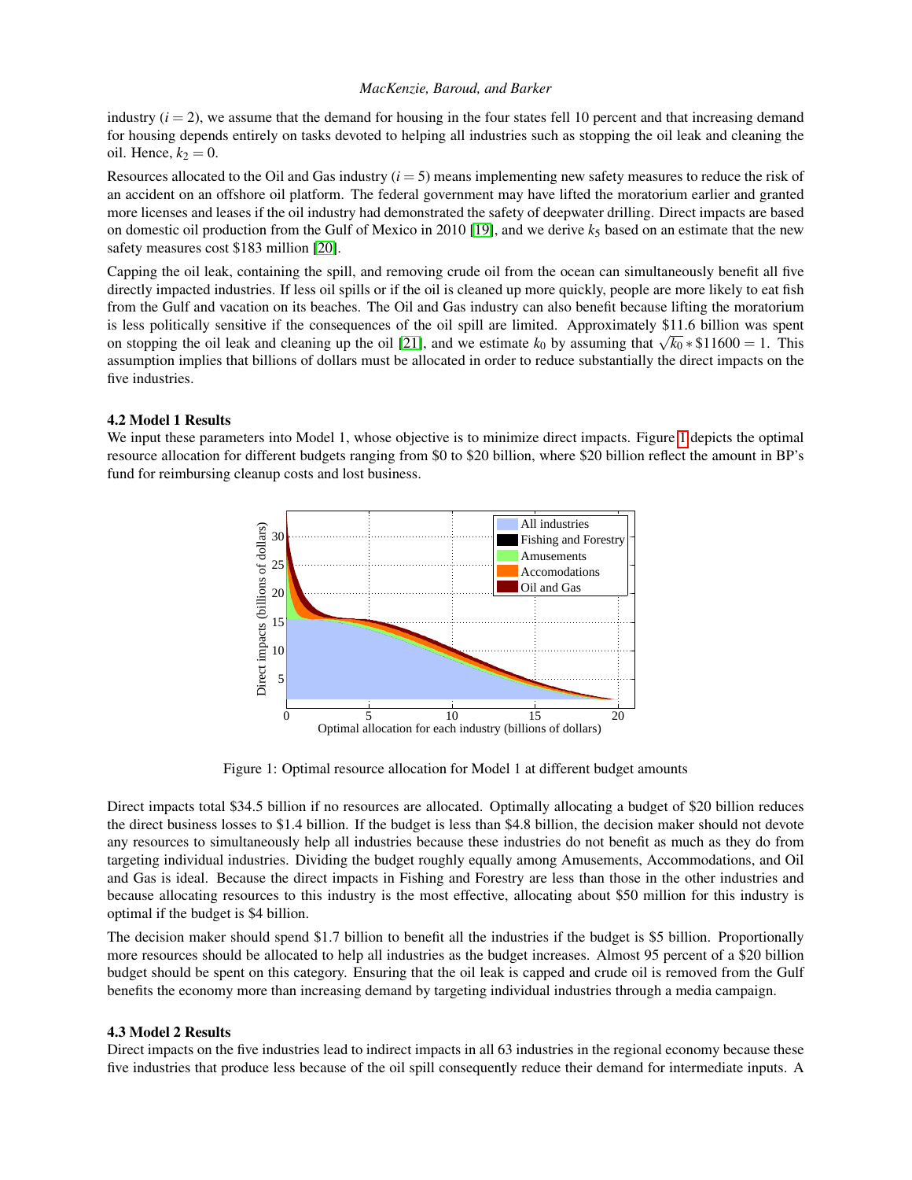industry ($i = 2$), we assume that the demand for housing in the four states fell 10 percent and that increasing demand for housing depends entirely on tasks devoted to helping all industries such as stopping the oil leak and cleaning the oil. Hence, $k_2 = 0$.

Resources allocated to the Oil and Gas industry ($i = 5$) means implementing new safety measures to reduce the risk of an accident on an offshore oil platform. The federal government may have lifted the moratorium earlier and granted more licenses and leases if the oil industry had demonstrated the safety of deepwater drilling. Direct impacts are based on domestic oil production from the Gulf of Mexico in 2010 [19], and we derive $k_5$ based on an estimate that the new safety measures cost $183 million [20].

Capping the oil leak, containing the spill, and removing crude oil from the ocean can simultaneously benefit all five directly impacted industries. If less oil spills or if the oil is cleaned up more quickly, people are more likely to eat fish from the Gulf and vacation on its beaches. The Oil and Gas industry can also benefit because lifting the moratorium is less politically sensitive if the consequences of the oil spill are limited. Approximately $11.6 billion was spent on stopping the oil leak and cleaning up the oil [21], and we estimate $k_0$ by assuming that $\sqrt{k_0} * \$11600 = 1$. This assumption implies that billions of dollars must be allocated in order to reduce substantially the direct impacts on the five industries.

### 4.2 Model 1 Results

We input these parameters into Model 1, whose objective is to minimize direct impacts. Figure 1 depicts the optimal resource allocation for different budgets ranging from $0 to $20 billion, where $20 billion reflect the amount in BP's fund for reimbursing cleanup costs and lost business.

Figure 1: Optimal resource allocation for Model 1 at different budget amounts

Direct impacts total $34.5 billion if no resources are allocated. Optimally allocating a budget of $20 billion reduces the direct business losses to $1.4 billion. If the budget is less than $4.8 billion, the decision maker should not devote any resources to simultaneously help all industries because these industries do not benefit as much as they do from targeting individual industries. Dividing the budget roughly equally among Amusements, Accommodations, and Oil and Gas is ideal. Because the direct impacts in Fishing and Forestry are less than those in the other industries and because allocating resources to this industry is the most effective, allocating about $50 million for this industry is optimal if the budget is $4 billion.

The decision maker should spend $1.7 billion to benefit all the industries if the budget is $5 billion. Proportionally more resources should be allocated to help all industries as the budget increases. Almost 95 percent of a $20 billion budget should be spent on this category. Ensuring that the oil leak is capped and crude oil is removed from the Gulf benefits the economy more than increasing demand by targeting individual industries through a media campaign.

### 4.3 Model 2 Results

Direct impacts on the five industries lead to indirect impacts in all 63 industries in the regional economy because these five industries that produce less because of the oil spill consequently reduce their demand for intermediate inputs. A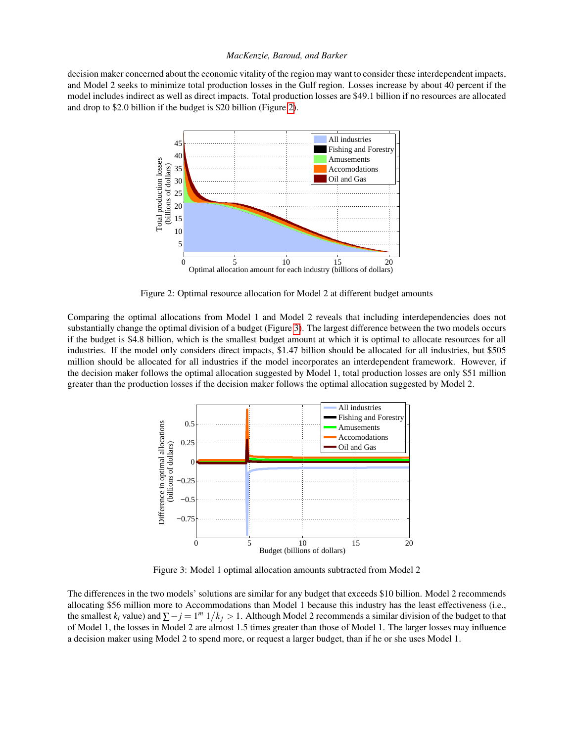decision maker concerned about the economic vitality of the region may want to consider these interdependent impacts, and Model 2 seeks to minimize total production losses in the Gulf region. Losses increase by about 40 percent if the model includes indirect as well as direct impacts. Total production losses are \$49.1 billion if no resources are allocated and drop to \$2.0 billion if the budget is \$20 billion (Figure 2).

Figure 2: Optimal resource allocation for Model 2 at different budget amounts

Comparing the optimal allocations from Model 1 and Model 2 reveals that including interdependencies does not substantially change the optimal division of a budget (Figure 3). The largest difference between the two models occurs if the budget is \$4.8 billion, which is the smallest budget amount at which it is optimal to allocate resources for all industries. If the model only considers direct impacts, \$1.47 billion should be allocated for all industries, but \$505 million should be allocated for all industries if the model incorporates an interdependent framework. However, if the decision maker follows the optimal allocation suggested by Model 1, total production losses are only \$51 million greater than the production losses if the decision maker follows the optimal allocation suggested by Model 2.

Figure 3: Model 1 optimal allocation amounts subtracted from Model 2

The differences in the two models' solutions are similar for any budget that exceeds \$10 billion. Model 2 recommends allocating \$56 million more to Accommodations than Model 1 because this industry has the least effectiveness (i.e., the smallest $k_i$ value) and $\sum - j = 1^m \, 1/k_j > 1$. Although Model 2 recommends a similar division of the budget to that of Model 1, the losses in Model 2 are almost 1.5 times greater than those of Model 1. The larger losses may influence a decision maker using Model 2 to spend more, or request a larger budget, than if he or she uses Model 1.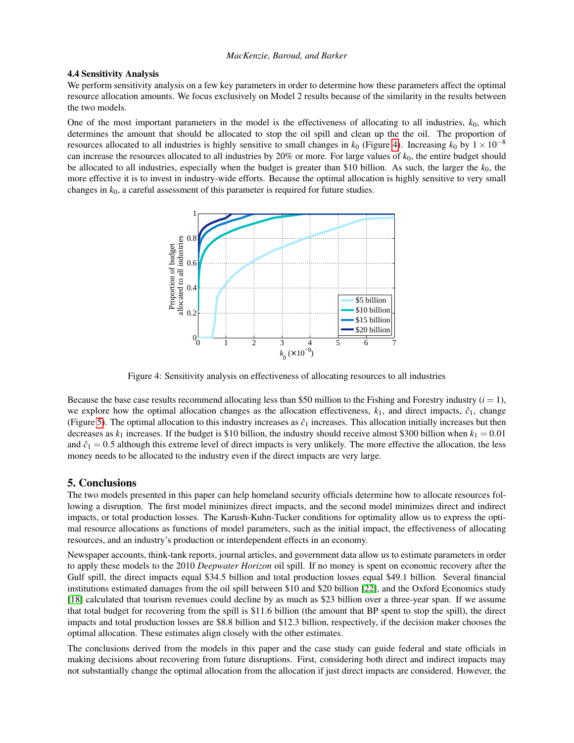### 4.4 Sensitivity Analysis

We perform sensitivity analysis on a few key parameters in order to determine how these parameters affect the optimal resource allocation amounts. We focus exclusively on Model 2 results because of the similarity in the results between the two models.

One of the most important parameters in the model is the effectiveness of allocating to all industries, $k_0$, which determines the amount that should be allocated to stop the oil spill and clean up the the oil. The proportion of resources allocated to all industries is highly sensitive to small changes in $k_0$ (Figure 4). Increasing $k_0$ by $1 \times 10^{-8}$ can increase the resources allocated to all industries by 20% or more. For large values of $k_0$, the entire budget should be allocated to all industries, especially when the budget is greater than \$10 billion. As such, the larger the $k_0$, the more effective it is to invest in industry-wide efforts. Because the optimal allocation is highly sensitive to very small changes in $k_0$, a careful assessment of this parameter is required for future studies.

Figure 4: Sensitivity analysis on effectiveness of allocating resources to all industries

Because the base case results recommend allocating less than \$50 million to the Fishing and Forestry industry ($i = 1$), we explore how the optimal allocation changes as the allocation effectiveness, $k_1$, and direct impacts, $\hat{c}_1$, change (Figure 5). The optimal allocation to this industry increases as $\hat{c}_1$ increases. This allocation initially increases but then decreases as $k_1$ increases. If the budget is \$10 billion, the industry should receive almost \$300 billion when $k_1 = 0.01$ and $\hat{c}_1 = 0.5$ although this extreme level of direct impacts is very unlikely. The more effective the allocation, the less money needs to be allocated to the industry even if the direct impacts are very large.

## 5. Conclusions

The two models presented in this paper can help homeland security officials determine how to allocate resources following a disruption. The first model minimizes direct impacts, and the second model minimizes direct and indirect impacts, or total production losses. The Karush-Kuhn-Tucker conditions for optimality allow us to express the optimal resource allocations as functions of model parameters, such as the initial impact, the effectiveness of allocating resources, and an industry's production or interdependent effects in an economy.

Newspaper accounts, think-tank reports, journal articles, and government data allow us to estimate parameters in order to apply these models to the 2010 *Deepwater Horizon* oil spill. If no money is spent on economic recovery after the Gulf spill, the direct impacts equal \$34.5 billion and total production losses equal \$49.1 billion. Several financial institutions estimated damages from the oil spill between \$10 and \$20 billion [22], and the Oxford Economics study [18] calculated that tourism revenues could decline by as much as \$23 billion over a three-year span. If we assume that total budget for recovering from the spill is \$11.6 billion (the amount that BP spent to stop the spill), the direct impacts and total production losses are \$8.8 billion and \$12.3 billion, respectively, if the decision maker chooses the optimal allocation. These estimates align closely with the other estimates.

The conclusions derived from the models in this paper and the case study can guide federal and state officials in making decisions about recovering from future disruptions. First, considering both direct and indirect impacts may not substantially change the optimal allocation from the allocation if just direct impacts are considered. However, the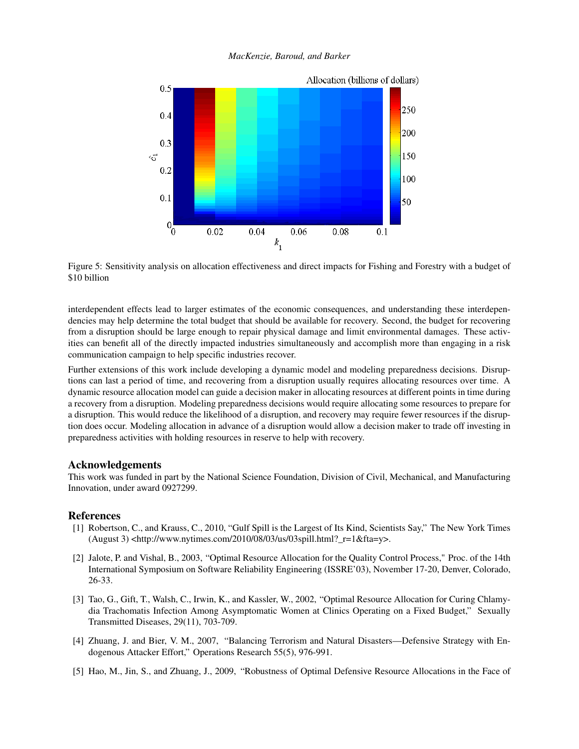Figure 5: Sensitivity analysis on allocation effectiveness and direct impacts for Fishing and Forestry with a budget of \$10 billion

interdependent effects lead to larger estimates of the economic consequences, and understanding these interdependencies may help determine the total budget that should be available for recovery. Second, the budget for recovering from a disruption should be large enough to repair physical damage and limit environmental damages. These activities can benefit all of the directly impacted industries simultaneously and accomplish more than engaging in a risk communication campaign to help specific industries recover.

Further extensions of this work include developing a dynamic model and modeling preparedness decisions. Disruptions can last a period of time, and recovering from a disruption usually requires allocating resources over time. A dynamic resource allocation model can guide a decision maker in allocating resources at different points in time during a recovery from a disruption. Modeling preparedness decisions would require allocating some resources to prepare for a disruption. This would reduce the likelihood of a disruption, and recovery may require fewer resources if the disruption does occur. Modeling allocation in advance of a disruption would allow a decision maker to trade off investing in preparedness activities with holding resources in reserve to help with recovery.

## Acknowledgements

This work was funded in part by the National Science Foundation, Division of Civil, Mechanical, and Manufacturing Innovation, under award 0927299.

## References

[1] Robertson, C., and Krauss, C., 2010, "Gulf Spill is the Largest of Its Kind, Scientists Say," The New York Times (August 3) <http://www.nytimes.com/2010/08/03/us/03spill.html?_r=1&fta=y>.

[2] Jalote, P. and Vishal, B., 2003, "Optimal Resource Allocation for the Quality Control Process," Proc. of the 14th International Symposium on Software Reliability Engineering (ISSRE'03), November 17-20, Denver, Colorado, 26-33.

[3] Tao, G., Gift, T., Walsh, C., Irwin, K., and Kassler, W., 2002, "Optimal Resource Allocation for Curing Chlamydia Trachomatis Infection Among Asymptomatic Women at Clinics Operating on a Fixed Budget," Sexually Transmitted Diseases, 29(11), 703-709.

[4] Zhuang, J. and Bier, V. M., 2007, "Balancing Terrorism and Natural Disasters—Defensive Strategy with Endogenous Attacker Effort," Operations Research 55(5), 976-991.

[5] Hao, M., Jin, S., and Zhuang, J., 2009, "Robustness of Optimal Defensive Resource Allocations in the Face of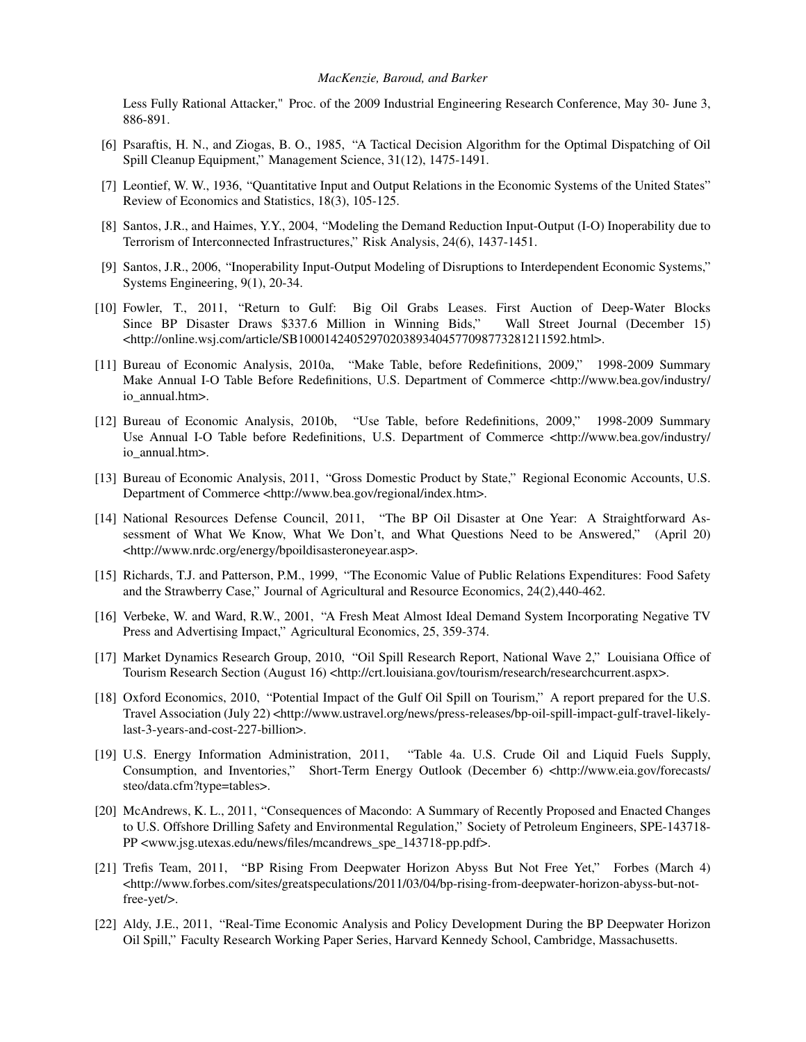Less Fully Rational Attacker," Proc. of the 2009 Industrial Engineering Research Conference, May 30- June 3, 886-891.

[6] Psaraftis, H. N., and Ziogas, B. O., 1985, "A Tactical Decision Algorithm for the Optimal Dispatching of Oil Spill Cleanup Equipment," Management Science, 31(12), 1475-1491.

[7] Leontief, W. W., 1936, "Quantitative Input and Output Relations in the Economic Systems of the United States" Review of Economics and Statistics, 18(3), 105-125.

[8] Santos, J.R., and Haimes, Y.Y., 2004, "Modeling the Demand Reduction Input-Output (I-O) Inoperability due to Terrorism of Interconnected Infrastructures," Risk Analysis, 24(6), 1437-1451.

[9] Santos, J.R., 2006, "Inoperability Input-Output Modeling of Disruptions to Interdependent Economic Systems," Systems Engineering, 9(1), 20-34.

[10] Fowler, T., 2011, "Return to Gulf: Big Oil Grabs Leases. First Auction of Deep-Water Blocks Since BP Disaster Draws $337.6 Million in Winning Bids," Wall Street Journal (December 15) <http://online.wsj.com/article/SB10001424052970203893404577098773281211592.html>.

[11] Bureau of Economic Analysis, 2010a, "Make Table, before Redefinitions, 2009," 1998-2009 Summary Make Annual I-O Table Before Redefinitions, U.S. Department of Commerce <http://www.bea.gov/industry/io_annual.htm>.

[12] Bureau of Economic Analysis, 2010b, "Use Table, before Redefinitions, 2009," 1998-2009 Summary Use Annual I-O Table before Redefinitions, U.S. Department of Commerce <http://www.bea.gov/industry/io_annual.htm>.

[13] Bureau of Economic Analysis, 2011, "Gross Domestic Product by State," Regional Economic Accounts, U.S. Department of Commerce <http://www.bea.gov/regional/index.htm>.

[14] National Resources Defense Council, 2011, "The BP Oil Disaster at One Year: A Straightforward Assessment of What We Know, What We Don't, and What Questions Need to be Answered," (April 20) <http://www.nrdc.org/energy/bpoildisasteroneyear.asp>.

[15] Richards, T.J. and Patterson, P.M., 1999, "The Economic Value of Public Relations Expenditures: Food Safety and the Strawberry Case," Journal of Agricultural and Resource Economics, 24(2),440-462.

[16] Verbeke, W. and Ward, R.W., 2001, "A Fresh Meat Almost Ideal Demand System Incorporating Negative TV Press and Advertising Impact," Agricultural Economics, 25, 359-374.

[17] Market Dynamics Research Group, 2010, "Oil Spill Research Report, National Wave 2," Louisiana Office of Tourism Research Section (August 16) <http://crt.louisiana.gov/tourism/research/researchcurrent.aspx>.

[18] Oxford Economics, 2010, "Potential Impact of the Gulf Oil Spill on Tourism," A report prepared for the U.S. Travel Association (July 22) <http://www.ustravel.org/news/press-releases/bp-oil-spill-impact-gulf-travel-likely-last-3-years-and-cost-227-billion>.

[19] U.S. Energy Information Administration, 2011, "Table 4a. U.S. Crude Oil and Liquid Fuels Supply, Consumption, and Inventories," Short-Term Energy Outlook (December 6) <http://www.eia.gov/forecasts/steo/data.cfm?type=tables>.

[20] McAndrews, K. L., 2011, "Consequences of Macondo: A Summary of Recently Proposed and Enacted Changes to U.S. Offshore Drilling Safety and Environmental Regulation," Society of Petroleum Engineers, SPE-143718-PP <www.jsg.utexas.edu/news/files/mcandrews_spe_143718-pp.pdf>.

[21] Trefis Team, 2011, "BP Rising From Deepwater Horizon Abyss But Not Free Yet," Forbes (March 4) <http://www.forbes.com/sites/greatspeculations/2011/03/04/bp-rising-from-deepwater-horizon-abyss-but-not-free-yet/>.

[22] Aldy, J.E., 2011, "Real-Time Economic Analysis and Policy Development During the BP Deepwater Horizon Oil Spill," Faculty Research Working Paper Series, Harvard Kennedy School, Cambridge, Massachusetts.